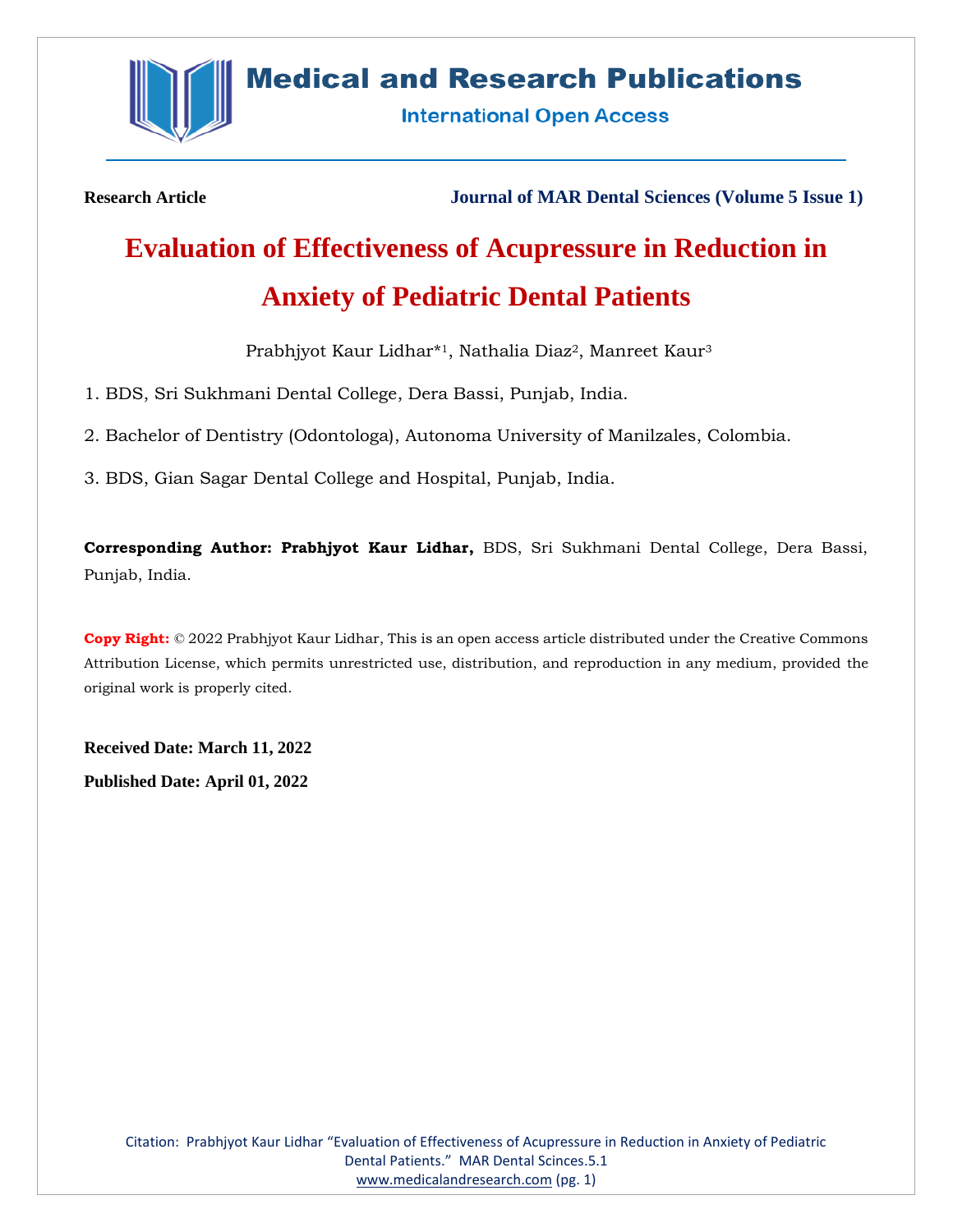**Research Article** **Journal of MAR Dental Sciences (Volume 5 Issue 1)**

# Evaluation of Effectiveness of Acupressure in Reduction in Anxiety of Pediatric Dental Patients

Prabhjyot Kaur Lidhar*[1], Nathalia Diaz[2], Manreet Kaur[3]

1. BDS, Sri Sukhmani Dental College, Dera Bassi, Punjab, India.

2. Bachelor of Dentistry (Odontologa), Autonoma University of Manilzales, Colombia.

3. BDS, Gian Sagar Dental College and Hospital, Punjab, India.

**Corresponding Author: Prabhjyot Kaur Lidhar,** BDS, Sri Sukhmani Dental College, Dera Bassi, Punjab, India.

**Copy Right:** © 2022 Prabhjyot Kaur Lidhar, This is an open access article distributed under the Creative Commons Attribution License, which permits unrestricted use, distribution, and reproduction in any medium, provided the original work is properly cited.

**Received Date: March 11, 2022**

**Published Date: April 01, 2022**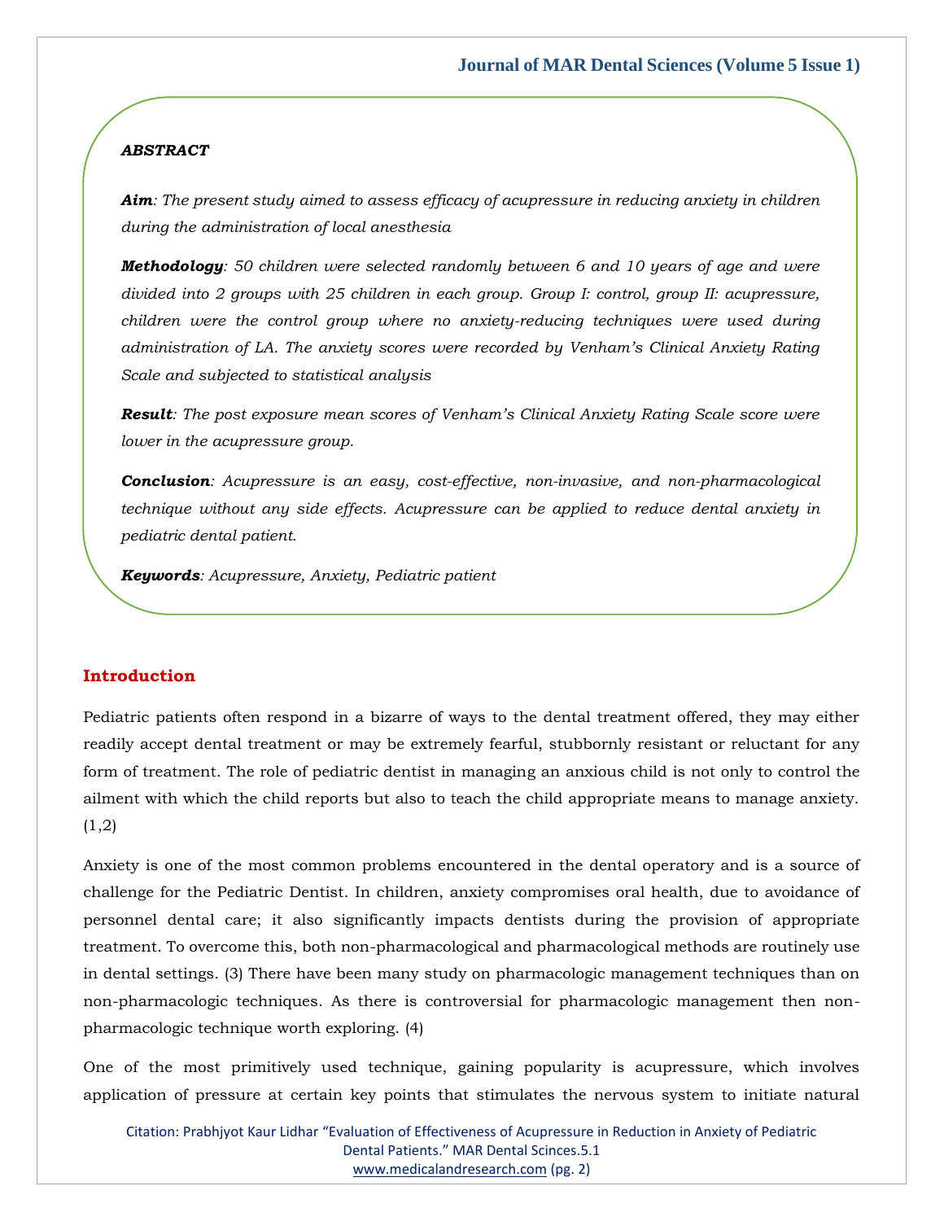***ABSTRACT***

***Aim****: The present study aimed to assess efficacy of acupressure in reducing anxiety in children during the administration of local anesthesia*

***Methodology****: 50 children were selected randomly between 6 and 10 years of age and were divided into 2 groups with 25 children in each group. Group I: control, group II: acupressure, children were the control group where no anxiety-reducing techniques were used during administration of LA. The anxiety scores were recorded by Venham's Clinical Anxiety Rating Scale and subjected to statistical analysis*

***Result****: The post exposure mean scores of Venham's Clinical Anxiety Rating Scale score were lower in the acupressure group.*

***Conclusion****: Acupressure is an easy, cost-effective, non-invasive, and non-pharmacological technique without any side effects. Acupressure can be applied to reduce dental anxiety in pediatric dental patient.*

***Keywords****: Acupressure, Anxiety, Pediatric patient*

## Introduction

Pediatric patients often respond in a bizarre of ways to the dental treatment offered, they may either readily accept dental treatment or may be extremely fearful, stubbornly resistant or reluctant for any form of treatment. The role of pediatric dentist in managing an anxious child is not only to control the ailment with which the child reports but also to teach the child appropriate means to manage anxiety. (1,2)

Anxiety is one of the most common problems encountered in the dental operatory and is a source of challenge for the Pediatric Dentist. In children, anxiety compromises oral health, due to avoidance of personnel dental care; it also significantly impacts dentists during the provision of appropriate treatment. To overcome this, both non-pharmacological and pharmacological methods are routinely use in dental settings. (3) There have been many study on pharmacologic management techniques than on non-pharmacologic techniques. As there is controversial for pharmacologic management then non-pharmacologic technique worth exploring. (4)

One of the most primitively used technique, gaining popularity is acupressure, which involves application of pressure at certain key points that stimulates the nervous system to initiate natural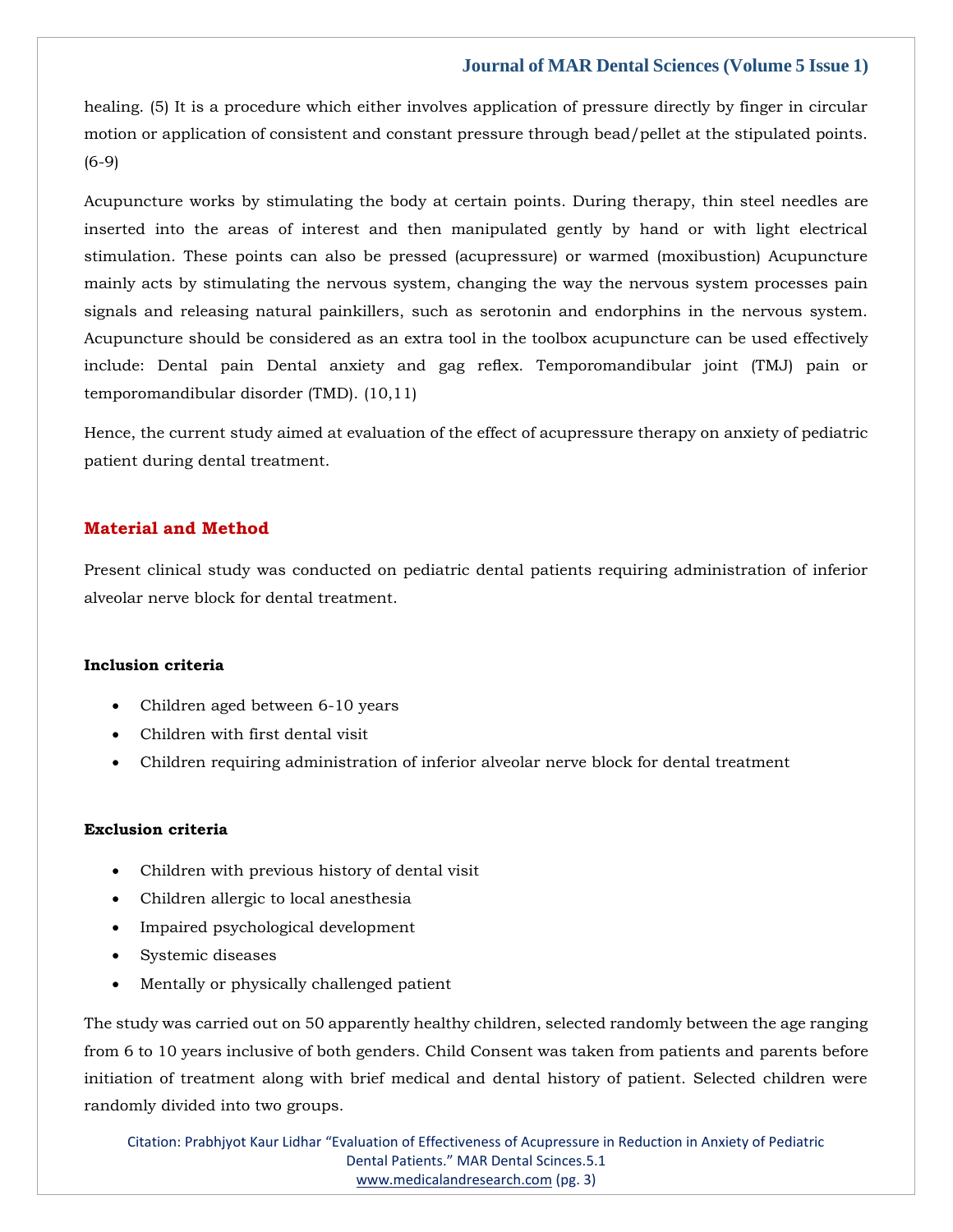healing. (5) It is a procedure which either involves application of pressure directly by finger in circular motion or application of consistent and constant pressure through bead/pellet at the stipulated points. (6-9)

Acupuncture works by stimulating the body at certain points. During therapy, thin steel needles are inserted into the areas of interest and then manipulated gently by hand or with light electrical stimulation. These points can also be pressed (acupressure) or warmed (moxibustion) Acupuncture mainly acts by stimulating the nervous system, changing the way the nervous system processes pain signals and releasing natural painkillers, such as serotonin and endorphins in the nervous system. Acupuncture should be considered as an extra tool in the toolbox acupuncture can be used effectively include: Dental pain Dental anxiety and gag reflex. Temporomandibular joint (TMJ) pain or temporomandibular disorder (TMD). (10,11)

Hence, the current study aimed at evaluation of the effect of acupressure therapy on anxiety of pediatric patient during dental treatment.

## Material and Method

Present clinical study was conducted on pediatric dental patients requiring administration of inferior alveolar nerve block for dental treatment.

### Inclusion criteria

- Children aged between 6-10 years
- Children with first dental visit
- Children requiring administration of inferior alveolar nerve block for dental treatment

### Exclusion criteria

- Children with previous history of dental visit
- Children allergic to local anesthesia
- Impaired psychological development
- Systemic diseases
- Mentally or physically challenged patient

The study was carried out on 50 apparently healthy children, selected randomly between the age ranging from 6 to 10 years inclusive of both genders. Child Consent was taken from patients and parents before initiation of treatment along with brief medical and dental history of patient. Selected children were randomly divided into two groups.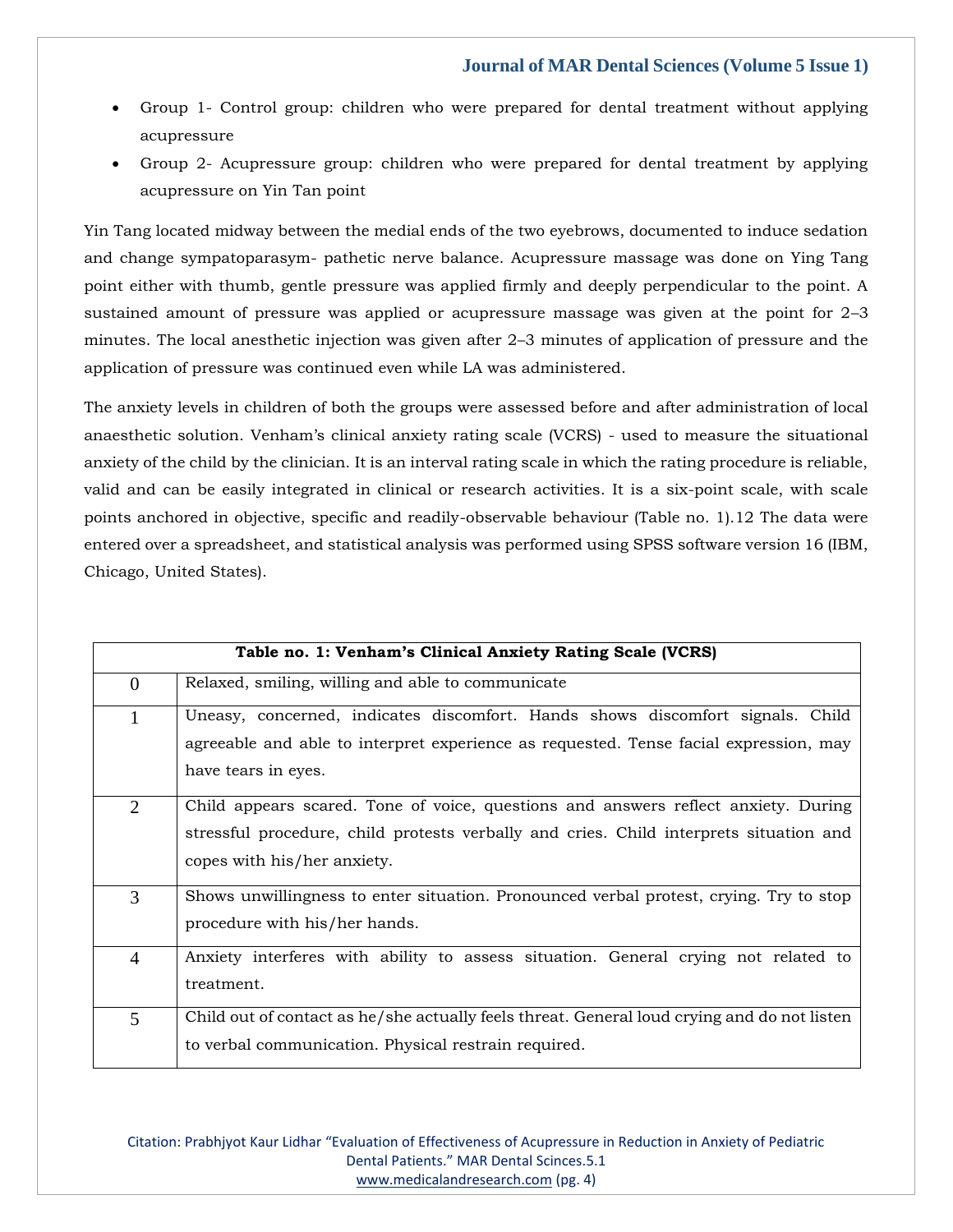- Group 1- Control group: children who were prepared for dental treatment without applying acupressure
- Group 2- Acupressure group: children who were prepared for dental treatment by applying acupressure on Yin Tan point

Yin Tang located midway between the medial ends of the two eyebrows, documented to induce sedation and change sympatoparasym- pathetic nerve balance. Acupressure massage was done on Ying Tang point either with thumb, gentle pressure was applied firmly and deeply perpendicular to the point. A sustained amount of pressure was applied or acupressure massage was given at the point for 2–3 minutes. The local anesthetic injection was given after 2–3 minutes of application of pressure and the application of pressure was continued even while LA was administered.

The anxiety levels in children of both the groups were assessed before and after administration of local anaesthetic solution. Venham's clinical anxiety rating scale (VCRS) - used to measure the situational anxiety of the child by the clinician. It is an interval rating scale in which the rating procedure is reliable, valid and can be easily integrated in clinical or research activities. It is a six-point scale, with scale points anchored in objective, specific and readily-observable behaviour (Table no. 1).12 The data were entered over a spreadsheet, and statistical analysis was performed using SPSS software version 16 (IBM, Chicago, United States).

**Table no. 1: Venham's Clinical Anxiety Rating Scale (VCRS)**

| Score | Description |
|---|---|
| 0 | Relaxed, smiling, willing and able to communicate |
| 1 | Uneasy, concerned, indicates discomfort. Hands shows discomfort signals. Child agreeable and able to interpret experience as requested. Tense facial expression, may have tears in eyes. |
| 2 | Child appears scared. Tone of voice, questions and answers reflect anxiety. During stressful procedure, child protests verbally and cries. Child interprets situation and copes with his/her anxiety. |
| 3 | Shows unwillingness to enter situation. Pronounced verbal protest, crying. Try to stop procedure with his/her hands. |
| 4 | Anxiety interferes with ability to assess situation. General crying not related to treatment. |
| 5 | Child out of contact as he/she actually feels threat. General loud crying and do not listen to verbal communication. Physical restrain required. |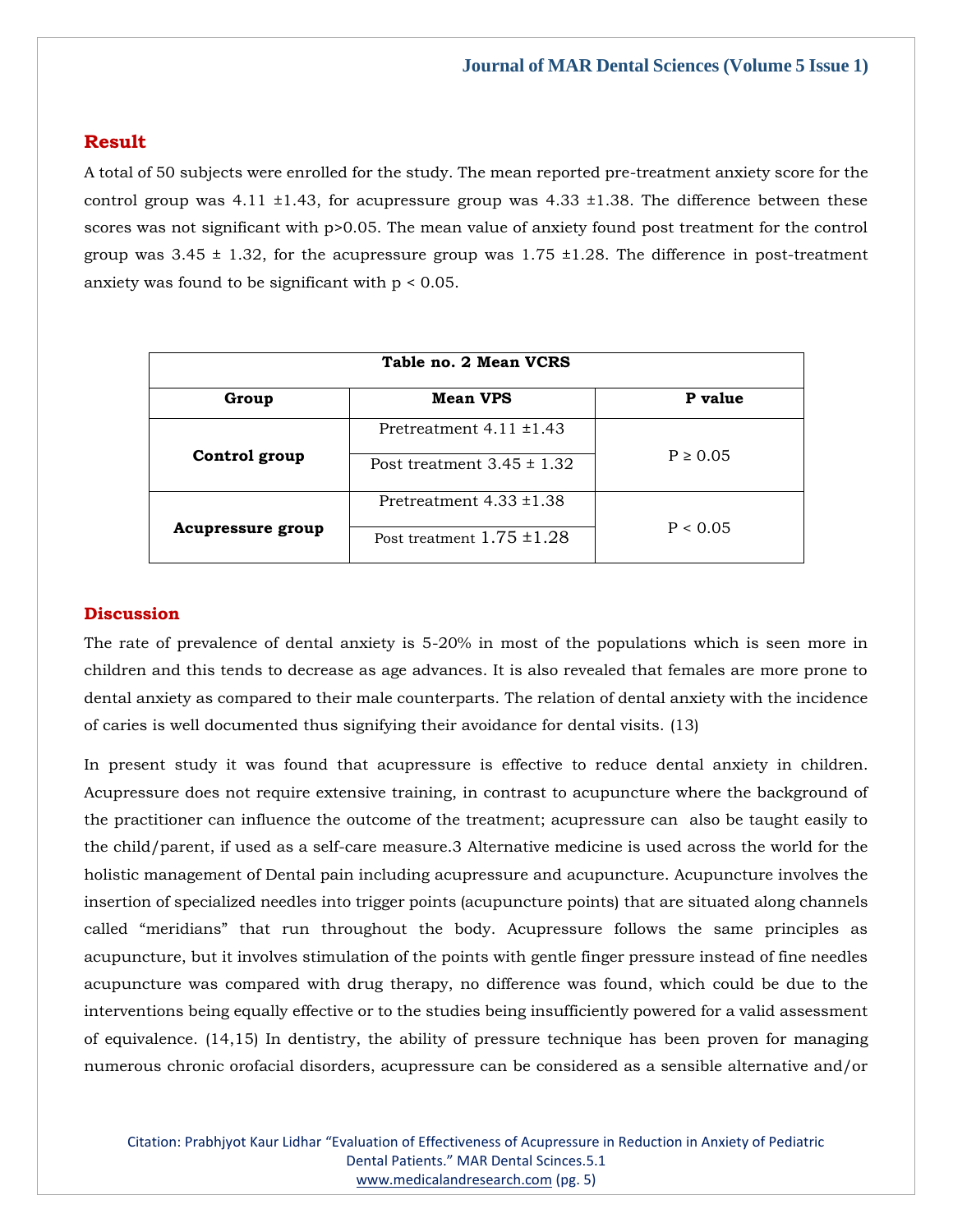## Result

A total of 50 subjects were enrolled for the study. The mean reported pre-treatment anxiety score for the control group was 4.11 ±1.43, for acupressure group was 4.33 ±1.38. The difference between these scores was not significant with $p>0.05$. The mean value of anxiety found post treatment for the control group was 3.45 ± 1.32, for the acupressure group was 1.75 ±1.28. The difference in post-treatment anxiety was found to be significant with $p < 0.05$.

**Table no. 2 Mean VCRS**

| Group | Mean VPS | P value |
|---|---|---|
| **Control group** | Pretreatment 4.11 ±1.43 | P ≥ 0.05 |
| | Post treatment 3.45 ± 1.32 | |
| **Acupressure group** | Pretreatment 4.33 ±1.38 | P < 0.05 |
| | Post treatment 1.75 ±1.28 | |

## Discussion

The rate of prevalence of dental anxiety is 5-20% in most of the populations which is seen more in children and this tends to decrease as age advances. It is also revealed that females are more prone to dental anxiety as compared to their male counterparts. The relation of dental anxiety with the incidence of caries is well documented thus signifying their avoidance for dental visits. (13)

In present study it was found that acupressure is effective to reduce dental anxiety in children. Acupressure does not require extensive training, in contrast to acupuncture where the background of the practitioner can influence the outcome of the treatment; acupressure can also be taught easily to the child/parent, if used as a self-care measure.3 Alternative medicine is used across the world for the holistic management of Dental pain including acupressure and acupuncture. Acupuncture involves the insertion of specialized needles into trigger points (acupuncture points) that are situated along channels called "meridians" that run throughout the body. Acupressure follows the same principles as acupuncture, but it involves stimulation of the points with gentle finger pressure instead of fine needles acupuncture was compared with drug therapy, no difference was found, which could be due to the interventions being equally effective or to the studies being insufficiently powered for a valid assessment of equivalence. (14,15) In dentistry, the ability of pressure technique has been proven for managing numerous chronic orofacial disorders, acupressure can be considered as a sensible alternative and/or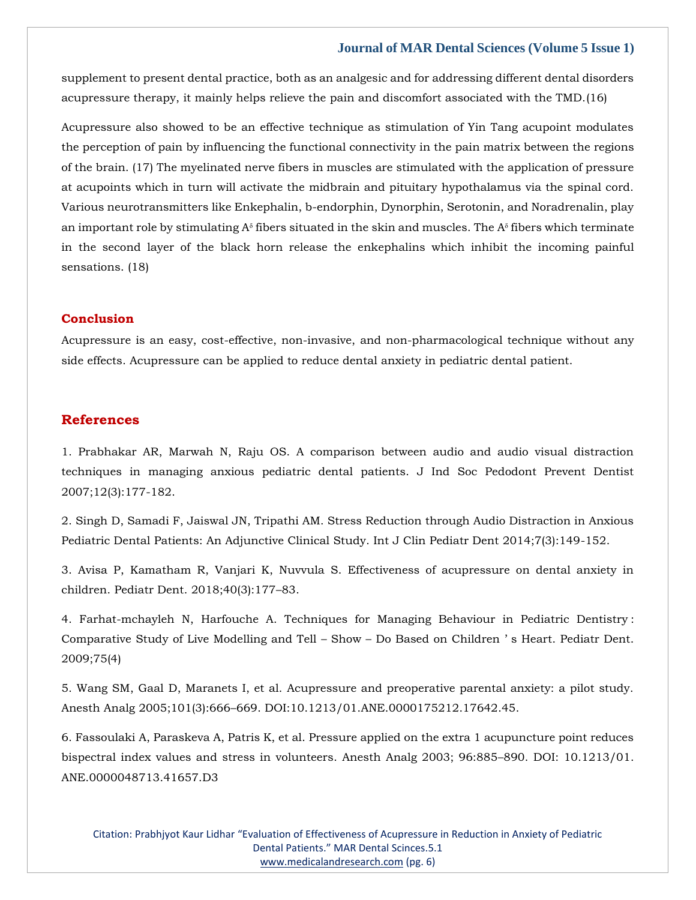supplement to present dental practice, both as an analgesic and for addressing different dental disorders acupressure therapy, it mainly helps relieve the pain and discomfort associated with the TMD.(16)

Acupressure also showed to be an effective technique as stimulation of Yin Tang acupoint modulates the perception of pain by influencing the functional connectivity in the pain matrix between the regions of the brain. (17) The myelinated nerve fibers in muscles are stimulated with the application of pressure at acupoints which in turn will activate the midbrain and pituitary hypothalamus via the spinal cord. Various neurotransmitters like Enkephalin, b-endorphin, Dynorphin, Serotonin, and Noradrenalin, play an important role by stimulating $A^{\delta}$ fibers situated in the skin and muscles. The $A^{\delta}$ fibers which terminate in the second layer of the black horn release the enkephalins which inhibit the incoming painful sensations. (18)

## Conclusion

Acupressure is an easy, cost-effective, non-invasive, and non-pharmacological technique without any side effects. Acupressure can be applied to reduce dental anxiety in pediatric dental patient.

## References

1. Prabhakar AR, Marwah N, Raju OS. A comparison between audio and audio visual distraction techniques in managing anxious pediatric dental patients. J Ind Soc Pedodont Prevent Dentist 2007;12(3):177-182.

2. Singh D, Samadi F, Jaiswal JN, Tripathi AM. Stress Reduction through Audio Distraction in Anxious Pediatric Dental Patients: An Adjunctive Clinical Study. Int J Clin Pediatr Dent 2014;7(3):149-152.

3. Avisa P, Kamatham R, Vanjari K, Nuvvula S. Effectiveness of acupressure on dental anxiety in children. Pediatr Dent. 2018;40(3):177–83.

4. Farhat-mchayleh N, Harfouche A. Techniques for Managing Behaviour in Pediatric Dentistry : Comparative Study of Live Modelling and Tell – Show – Do Based on Children ' s Heart. Pediatr Dent. 2009;75(4)

5. Wang SM, Gaal D, Maranets I, et al. Acupressure and preoperative parental anxiety: a pilot study. Anesth Analg 2005;101(3):666–669. DOI:10.1213/01.ANE.0000175212.17642.45.

6. Fassoulaki A, Paraskeva A, Patris K, et al. Pressure applied on the extra 1 acupuncture point reduces bispectral index values and stress in volunteers. Anesth Analg 2003; 96:885–890. DOI: 10.1213/01.ANE.0000048713.41657.D3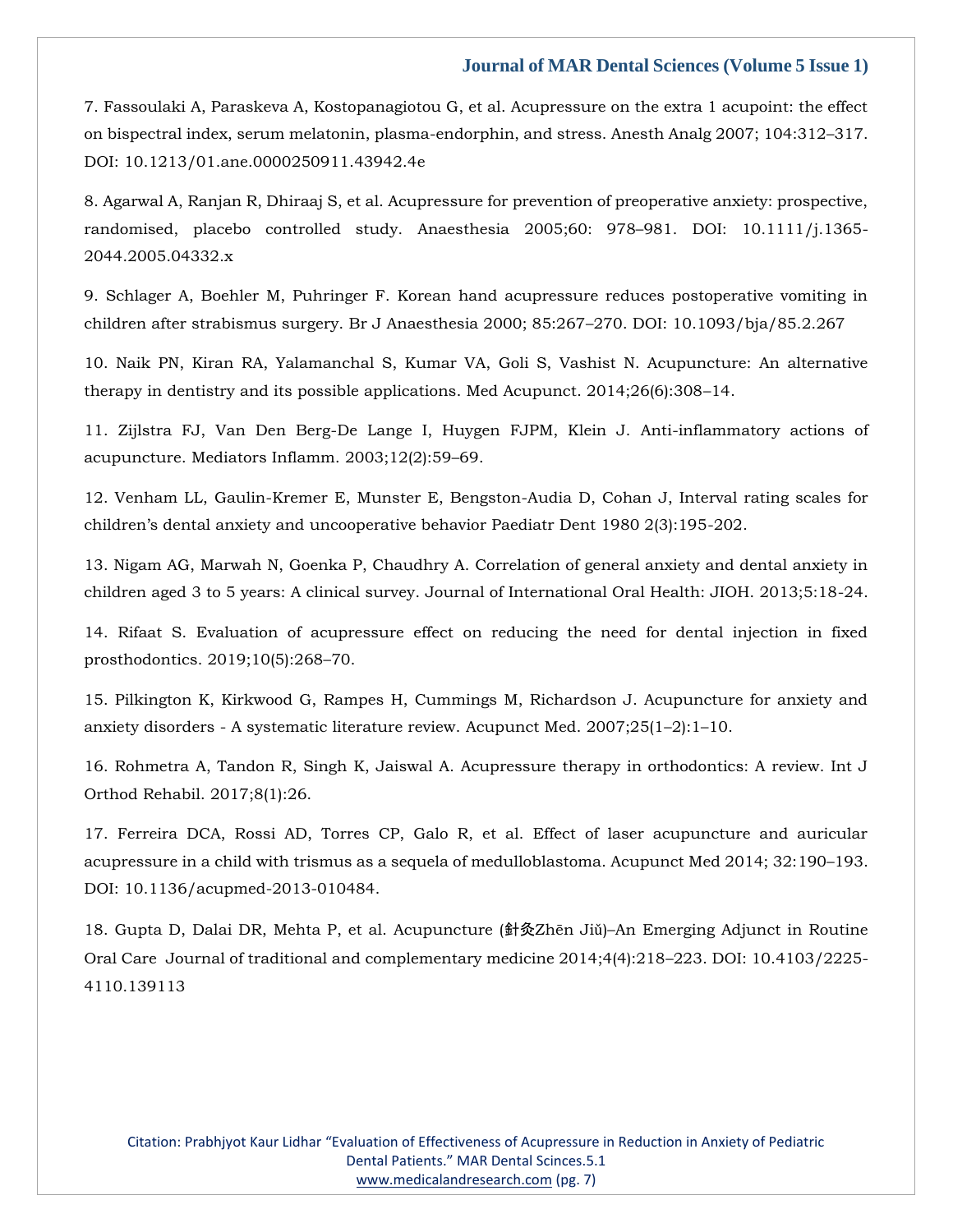7. Fassoulaki A, Paraskeva A, Kostopanagiotou G, et al. Acupressure on the extra 1 acupoint: the effect on bispectral index, serum melatonin, plasma-endorphin, and stress. Anesth Analg 2007; 104:312–317. DOI: 10.1213/01.ane.0000250911.43942.4e

8. Agarwal A, Ranjan R, Dhiraaj S, et al. Acupressure for prevention of preoperative anxiety: prospective, randomised, placebo controlled study. Anaesthesia 2005;60: 978–981. DOI: 10.1111/j.1365-2044.2005.04332.x

9. Schlager A, Boehler M, Puhringer F. Korean hand acupressure reduces postoperative vomiting in children after strabismus surgery. Br J Anaesthesia 2000; 85:267–270. DOI: 10.1093/bja/85.2.267

10. Naik PN, Kiran RA, Yalamanchal S, Kumar VA, Goli S, Vashist N. Acupuncture: An alternative therapy in dentistry and its possible applications. Med Acupunct. 2014;26(6):308–14.

11. Zijlstra FJ, Van Den Berg-De Lange I, Huygen FJPM, Klein J. Anti-inflammatory actions of acupuncture. Mediators Inflamm. 2003;12(2):59–69.

12. Venham LL, Gaulin-Kremer E, Munster E, Bengston-Audia D, Cohan J, Interval rating scales for children's dental anxiety and uncooperative behavior Paediatr Dent 1980 2(3):195-202.

13. Nigam AG, Marwah N, Goenka P, Chaudhry A. Correlation of general anxiety and dental anxiety in children aged 3 to 5 years: A clinical survey. Journal of International Oral Health: JIOH. 2013;5:18-24.

14. Rifaat S. Evaluation of acupressure effect on reducing the need for dental injection in fixed prosthodontics. 2019;10(5):268–70.

15. Pilkington K, Kirkwood G, Rampes H, Cummings M, Richardson J. Acupuncture for anxiety and anxiety disorders - A systematic literature review. Acupunct Med. 2007;25(1–2):1–10.

16. Rohmetra A, Tandon R, Singh K, Jaiswal A. Acupressure therapy in orthodontics: A review. Int J Orthod Rehabil. 2017;8(1):26.

17. Ferreira DCA, Rossi AD, Torres CP, Galo R, et al. Effect of laser acupuncture and auricular acupressure in a child with trismus as a sequela of medulloblastoma. Acupunct Med 2014; 32:190–193. DOI: 10.1136/acupmed-2013-010484.

18. Gupta D, Dalai DR, Mehta P, et al. Acupuncture (針灸Zhēn Jiǔ)–An Emerging Adjunct in Routine Oral Care Journal of traditional and complementary medicine 2014;4(4):218–223. DOI: 10.4103/2225-4110.139113